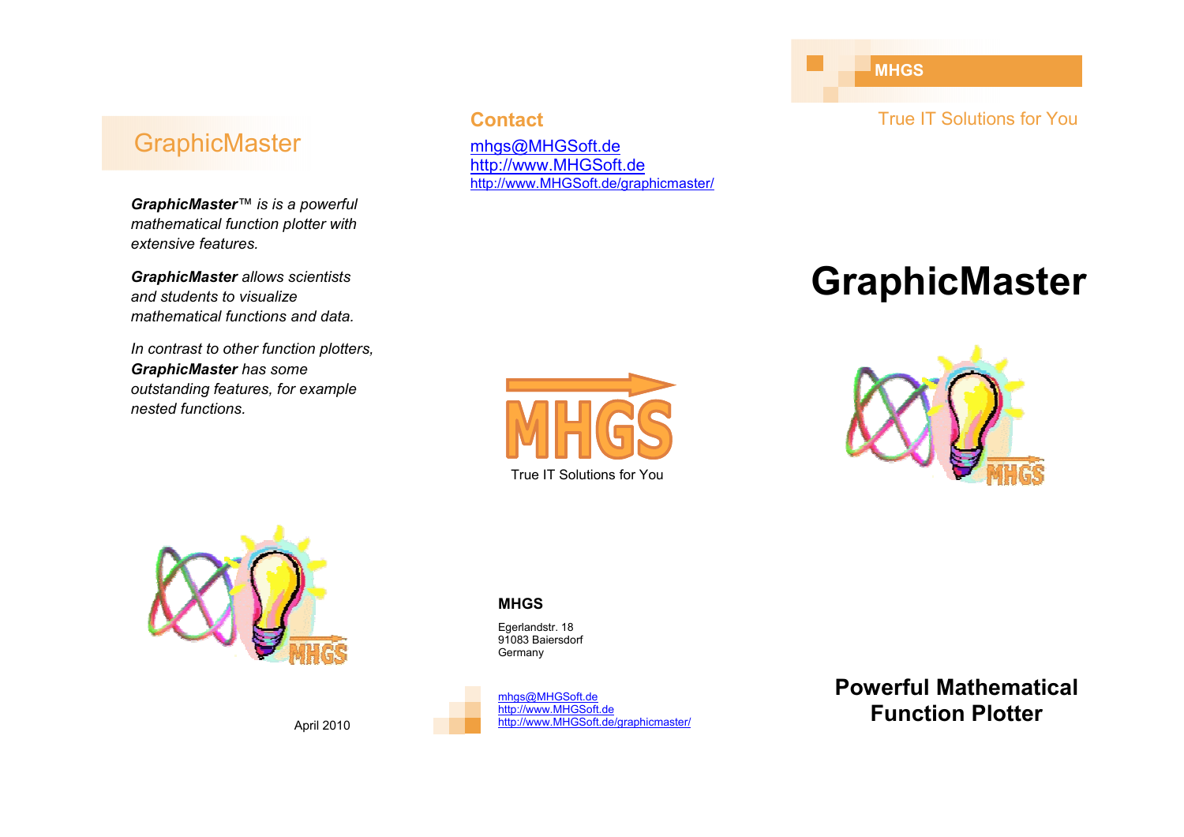## GraphicMaster

***GraphicMaster***™ *is is a powerful mathematical function plotter with extensive features.*

***GraphicMaster*** *allows scientists and students to visualize mathematical functions and data.*

*In contrast to other function plotters,* ***GraphicMaster*** *has some outstanding features, for example nested functions.*

April 2010

## Contact

mhgs@MHGSoft.de
http://www.MHGSoft.de
http://www.MHGSoft.de/graphicmaster/

MHGS

True IT Solutions for You

**MHGS**

Egerlandstr. 18
91083 Baiersdorf
Germany

mhgs@MHGSoft.de
http://www.MHGSoft.de
http://www.MHGSoft.de/graphicmaster/

**MHGS**

True IT Solutions for You

# GraphicMaster

**Powerful Mathematical Function Plotter**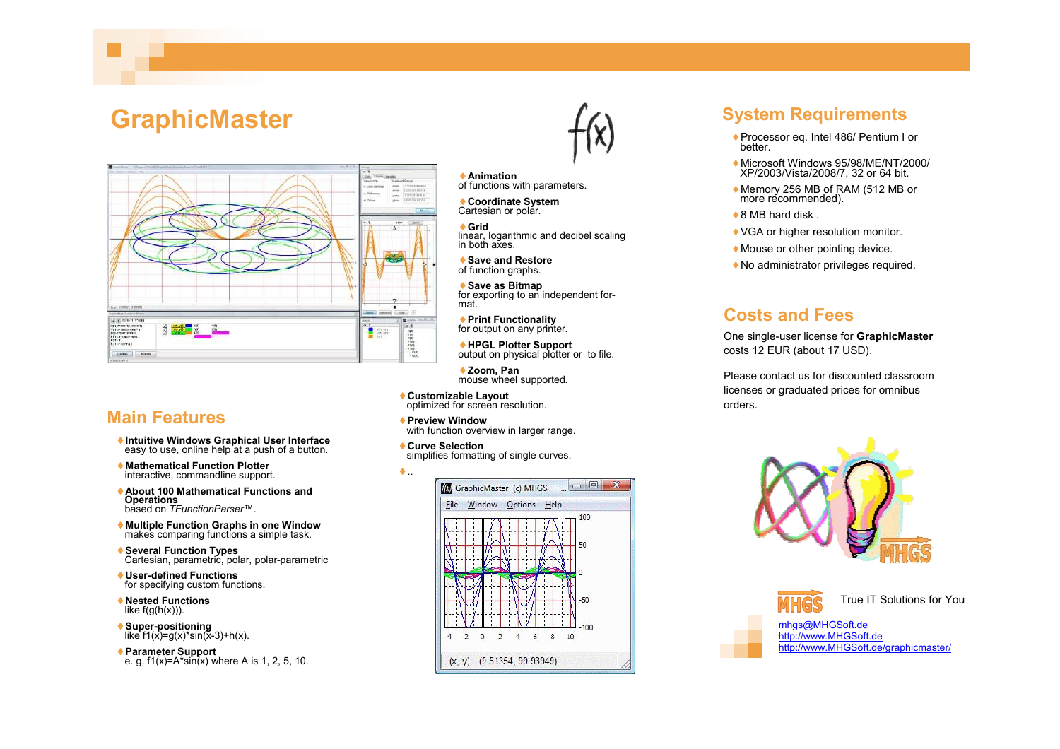# GraphicMaster

- **Animation**
  of functions with parameters.
- **Coordinate System**
  Cartesian or polar.
- **Grid**
  linear, logarithmic and decibel scaling in both axes.
- **Save and Restore**
  of function graphs.
- **Save as Bitmap**
  for exporting to an independent format.
- **Print Functionality**
  for output on any printer.
- **HPGL Plotter Support**
  output on physical plotter or to file.
- **Zoom, Pan**
  mouse wheel supported.

## Main Features

- **Intuitive Windows Graphical User Interface**
  easy to use, online help at a push of a button.
- **Mathematical Function Plotter**
  interactive, commandline support.
- **About 100 Mathematical Functions and Operations**
  based on *TFunctionParser*™.
- **Multiple Function Graphs in one Window**
  makes comparing functions a simple task.
- **Several Function Types**
  Cartesian, parametric, polar, polar-parametric
- **User-defined Functions**
  for specifying custom functions.
- **Nested Functions**
  like f(g(h(x))).
- **Super-positioning**
  like f1(x)=g(x)*sin(x-3)+h(x).
- **Parameter Support**
  e. g. f1(x)=A*sin(x) where A is 1, 2, 5, 10.
- **Customizable Layout**
  optimized for screen resolution.
- **Preview Window**
  with function overview in larger range.
- **Curve Selection**
  simplifies formatting of single curves.
- ..

GraphicMaster (c) MHGS
File Window Options Help
100
50
0
-50
-100
-4 -2 0 2 4 6 8 10
(x, y) (9.51354, 99.93949)

## System Requirements

- Processor eq. Intel 486/ Pentium I or better.
- Microsoft Windows 95/98/ME/NT/2000/ XP/2003/Vista/2008/7, 32 or 64 bit.
- Memory 256 MB of RAM (512 MB or more recommended).
- 8 MB hard disk .
- VGA or higher resolution monitor.
- Mouse or other pointing device.
- No administrator privileges required.

## Costs and Fees

One single-user license for **GraphicMaster** costs 12 EUR (about 17 USD).

Please contact us for discounted classroom licenses or graduated prices for omnibus orders.

MHGS

True IT Solutions for You

mhgs@MHGSoft.de
http://www.MHGSoft.de
http://www.MHGSoft.de/graphicmaster/